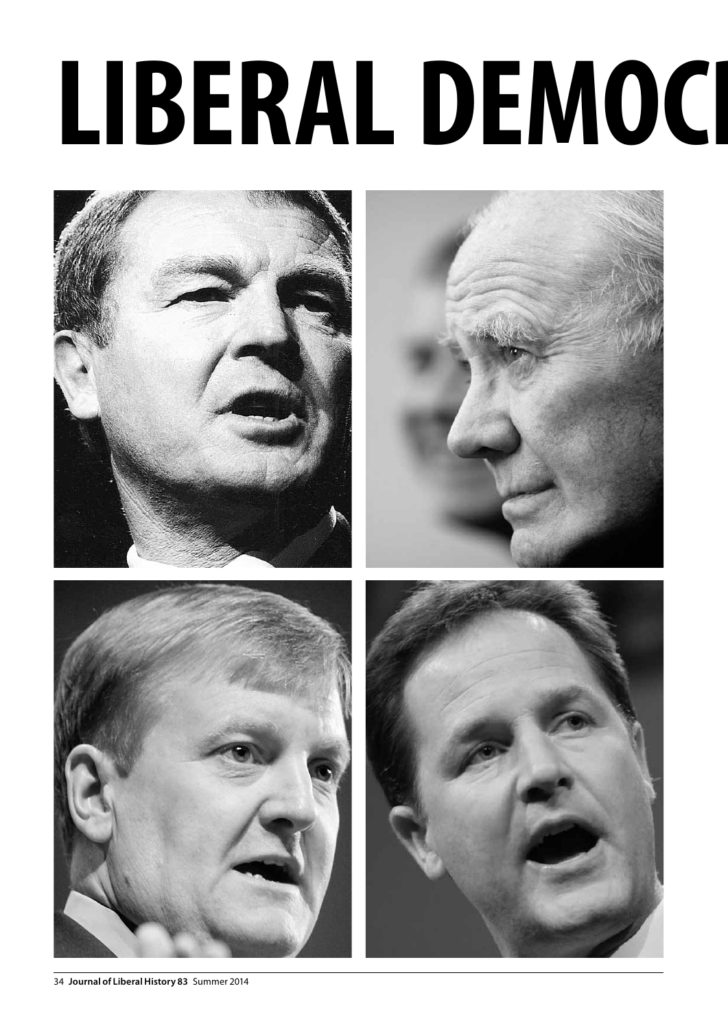# LIBERAL DEMOCI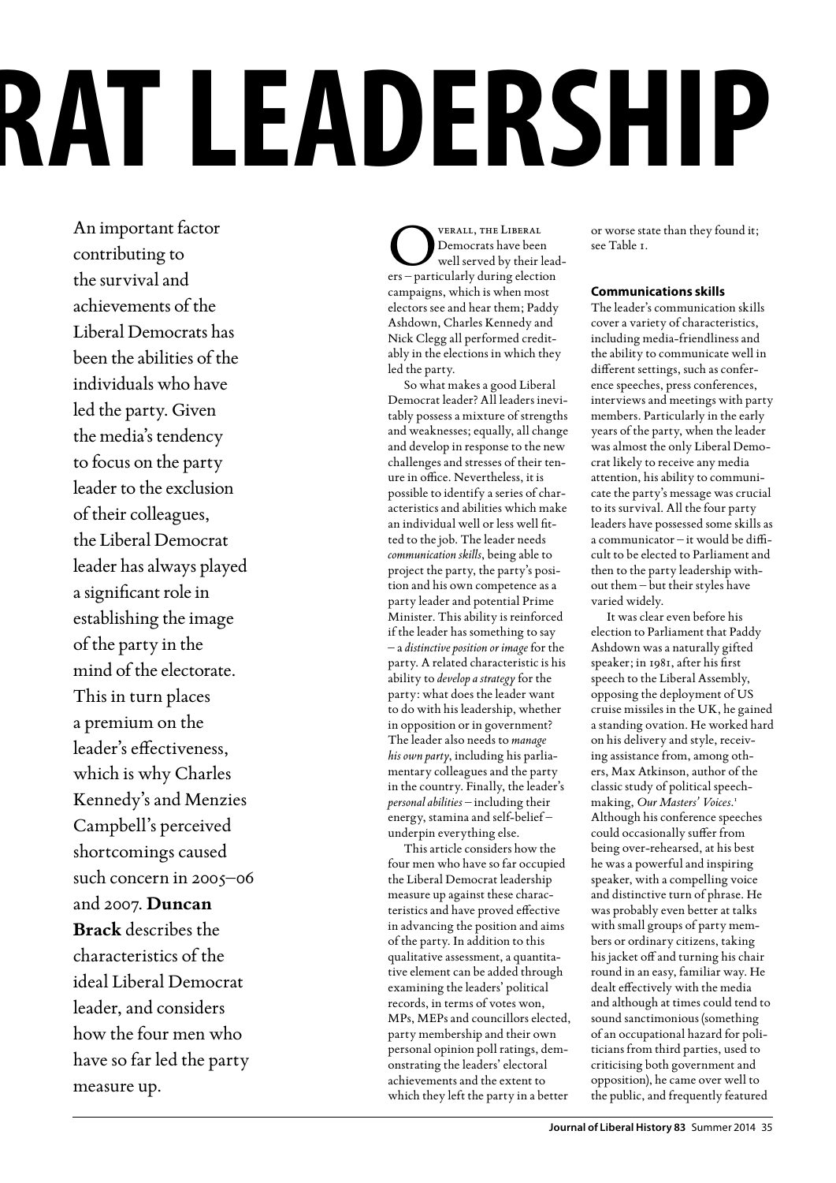# RAT LEADERSHIP

An important factor contributing to the survival and achievements of the Liberal Democrats has been the abilities of the individuals who have led the party. Given the media's tendency to focus on the party leader to the exclusion of their colleagues, the Liberal Democrat leader has always played a significant role in establishing the image of the party in the mind of the electorate. This in turn places a premium on the leader's effectiveness, which is why Charles Kennedy's and Menzies Campbell's perceived shortcomings caused such concern in 2005–06 and 2007. **Duncan Brack** describes the characteristics of the ideal Liberal Democrat leader, and considers how the four men who have so far led the party measure up.

Overall, the Liberal Democrats have been well served by their leaders – particularly during election campaigns, which is when most electors see and hear them; Paddy Ashdown, Charles Kennedy and Nick Clegg all performed creditably in the elections in which they led the party.

So what makes a good Liberal Democrat leader? All leaders inevitably possess a mixture of strengths and weaknesses; equally, all change and develop in response to the new challenges and stresses of their tenure in office. Nevertheless, it is possible to identify a series of characteristics and abilities which make an individual well or less well fitted to the job. The leader needs *communication skills*, being able to project the party, the party's position and his own competence as a party leader and potential Prime Minister. This ability is reinforced if the leader has something to say – a *distinctive position or image* for the party. A related characteristic is his ability to *develop a strategy* for the party: what does the leader want to do with his leadership, whether in opposition or in government? The leader also needs to *manage his own party*, including his parliamentary colleagues and the party in the country. Finally, the leader's *personal abilities* – including their energy, stamina and self-belief – underpin everything else.

This article considers how the four men who have so far occupied the Liberal Democrat leadership measure up against these characteristics and have proved effective in advancing the position and aims of the party. In addition to this qualitative assessment, a quantitative element can be added through examining the leaders' political records, in terms of votes won, MPs, MEPs and councillors elected, party membership and their own personal opinion poll ratings, demonstrating the leaders' electoral achievements and the extent to which they left the party in a better or worse state than they found it; see Table 1.

### Communications skills

The leader's communication skills cover a variety of characteristics, including media-friendliness and the ability to communicate well in different settings, such as conference speeches, press conferences, interviews and meetings with party members. Particularly in the early years of the party, when the leader was almost the only Liberal Democrat likely to receive any media attention, his ability to communicate the party's message was crucial to its survival. All the four party leaders have possessed some skills as a communicator – it would be difficult to be elected to Parliament and then to the party leadership without them – but their styles have varied widely.

It was clear even before his election to Parliament that Paddy Ashdown was a naturally gifted speaker; in 1981, after his first speech to the Liberal Assembly, opposing the deployment of US cruise missiles in the UK, he gained a standing ovation. He worked hard on his delivery and style, receiving assistance from, among others, Max Atkinson, author of the classic study of political speech-making, *Our Masters' Voices*.[1] Although his conference speeches could occasionally suffer from being over-rehearsed, at his best he was a powerful and inspiring speaker, with a compelling voice and distinctive turn of phrase. He was probably even better at talks with small groups of party members or ordinary citizens, taking his jacket off and turning his chair round in an easy, familiar way. He dealt effectively with the media and although at times could tend to sound sanctimonious (something of an occupational hazard for politicians from third parties, used to criticising both government and opposition), he came over well to the public, and frequently featured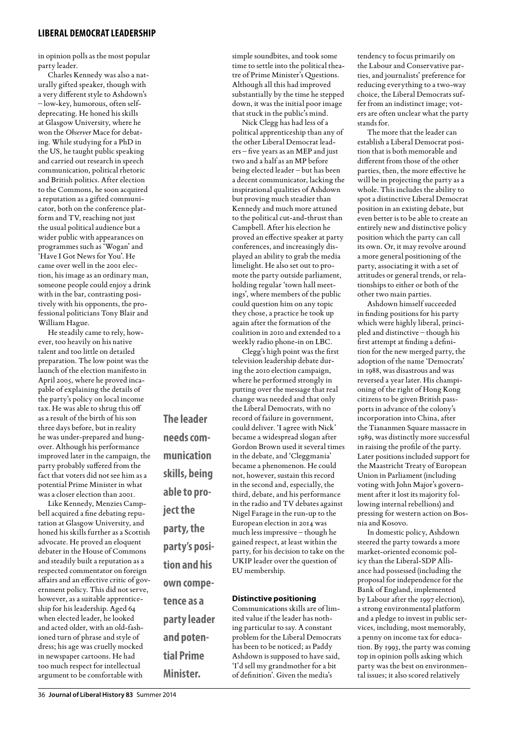in opinion polls as the most popular party leader.

Charles Kennedy was also a naturally gifted speaker, though with a very different style to Ashdown's – low-key, humorous, often self-deprecating. He honed his skills at Glasgow University, where he won the *Observer* Mace for debating. While studying for a PhD in the US, he taught public speaking and carried out research in speech communication, political rhetoric and British politics. After election to the Commons, he soon acquired a reputation as a gifted communicator, both on the conference platform and TV, reaching not just the usual political audience but a wider public with appearances on programmes such as 'Wogan' and 'Have I Got News for You'. He came over well in the 2001 election, his image as an ordinary man, someone people could enjoy a drink with in the bar, contrasting positively with his opponents, the professional politicians Tony Blair and William Hague.

He steadily came to rely, however, too heavily on his native talent and too little on detailed preparation. The low point was the launch of the election manifesto in April 2005, where he proved incapable of explaining the details of the party's policy on local income tax. He was able to shrug this off as a result of the birth of his son three days before, but in reality he was under-prepared and hungover. Although his performance improved later in the campaign, the party probably suffered from the fact that voters did not see him as a potential Prime Minister in what was a closer election than 2001.

Like Kennedy, Menzies Campbell acquired a fine debating reputation at Glasgow University, and honed his skills further as a Scottish advocate. He proved an eloquent debater in the House of Commons and steadily built a reputation as a respected commentator on foreign affairs and an effective critic of government policy. This did not serve, however, as a suitable apprenticeship for his leadership. Aged 64 when elected leader, he looked and acted older, with an old-fashioned turn of phrase and style of dress; his age was cruelly mocked in newspaper cartoons. He had too much respect for intellectual argument to be comfortable with simple soundbites, and took some time to settle into the political theatre of Prime Minister's Questions. Although all this had improved substantially by the time he stepped down, it was the initial poor image that stuck in the public's mind.

**The leader needs communication skills, being able to project the party, the party's position and his own competence as a party leader and potential Prime Minister.**

Nick Clegg has had less of a political apprenticeship than any of the other Liberal Democrat leaders – five years as an MEP and just two and a half as an MP before being elected leader – but has been a decent communicator, lacking the inspirational qualities of Ashdown but proving much steadier than Kennedy and much more attuned to the political cut-and-thrust than Campbell. After his election he proved an effective speaker at party conferences, and increasingly displayed an ability to grab the media limelight. He also set out to promote the party outside parliament, holding regular 'town hall meetings', where members of the public could question him on any topic they chose, a practice he took up again after the formation of the coalition in 2010 and extended to a weekly radio phone-in on LBC.

Clegg's high point was the first television leadership debate during the 2010 election campaign, where he performed strongly in putting over the message that real change was needed and that only the Liberal Democrats, with no record of failure in government, could deliver. 'I agree with Nick' became a widespread slogan after Gordon Brown used it several times in the debate, and 'Cleggmania' became a phenomenon. He could not, however, sustain this record in the second and, especially, the third, debate, and his performance in the radio and TV debates against Nigel Farage in the run-up to the European election in 2014 was much less impressive – though he gained respect, at least within the party, for his decision to take on the UKIP leader over the question of EU membership.

### Distinctive positioning

Communications skills are of limited value if the leader has nothing particular to say. A constant problem for the Liberal Democrats has been to be noticed; as Paddy Ashdown is supposed to have said, 'I'd sell my grandmother for a bit of definition'. Given the media's tendency to focus primarily on the Labour and Conservative parties, and journalists' preference for reducing everything to a two-way choice, the Liberal Democrats suffer from an indistinct image; voters are often unclear what the party stands for.

The more that the leader can establish a Liberal Democrat position that is both memorable and different from those of the other parties, then, the more effective he will be in projecting the party as a whole. This includes the ability to spot a distinctive Liberal Democrat position in an existing debate, but even better is to be able to create an entirely new and distinctive policy position which the party can call its own. Or, it may revolve around a more general positioning of the party, associating it with a set of attitudes or general trends, or relationships to either or both of the other two main parties.

Ashdown himself succeeded in finding positions for his party which were highly liberal, principled and distinctive – though his first attempt at finding a definition for the new merged party, the adoption of the name 'Democrats' in 1988, was disastrous and was reversed a year later. His championing of the right of Hong Kong citizens to be given British passports in advance of the colony's incorporation into China, after the Tiananmen Square massacre in 1989, was distinctly more successful in raising the profile of the party. Later positions included support for the Maastricht Treaty of European Union in Parliament (including voting with John Major's government after it lost its majority following internal rebellions) and pressing for western action on Bosnia and Kosovo.

In domestic policy, Ashdown steered the party towards a more market-oriented economic policy than the Liberal-SDP Alliance had possessed (including the proposal for independence for the Bank of England, implemented by Labour after the 1997 election), a strong environmental platform and a pledge to invest in public services, including, most memorably, a penny on income tax for education. By 1993, the party was coming top in opinion polls asking which party was the best on environmental issues; it also scored relatively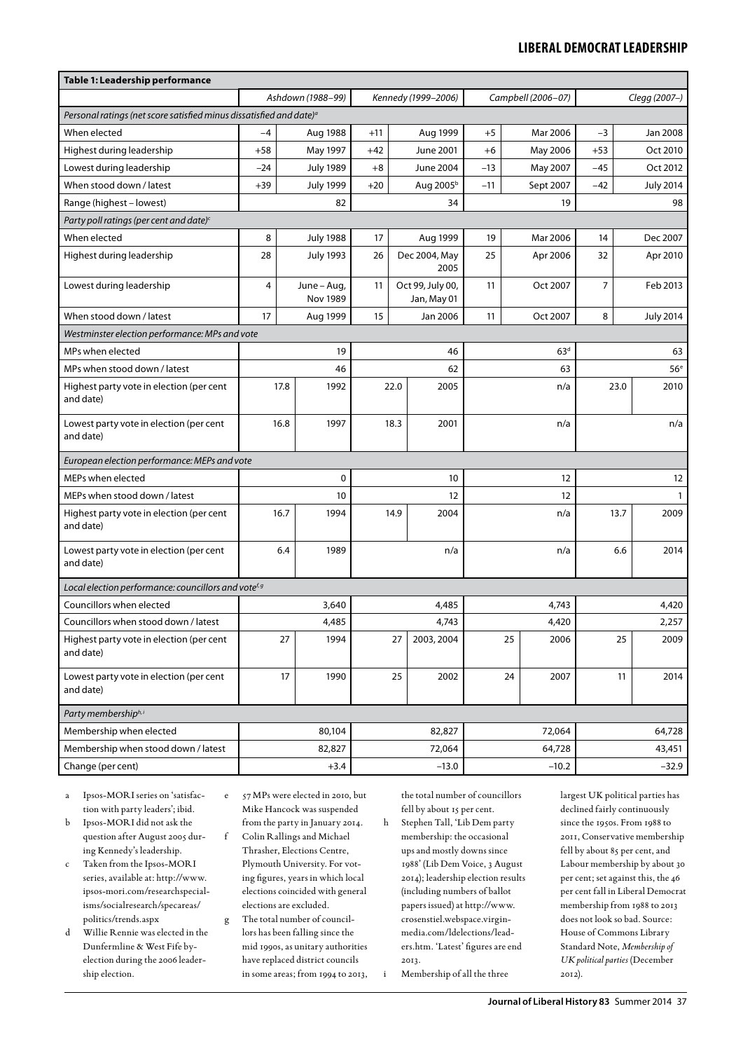**Table 1: Leadership performance**

| | Ashdown (1988–99) | | Kennedy (1999–2006) | | Campbell (2006–07) | | Clegg (2007–) | |
|---|---|---|---|---|---|---|---|---|
| *Personal ratings (net score satisfied minus dissatisfied and date)[a]* | | | | | | | | |
| When elected | –4 | Aug 1988 | +11 | Aug 1999 | +5 | Mar 2006 | –3 | Jan 2008 |
| Highest during leadership | +58 | May 1997 | +42 | June 2001 | +6 | May 2006 | +53 | Oct 2010 |
| Lowest during leadership | –24 | July 1989 | +8 | June 2004 | –13 | May 2007 | –45 | Oct 2012 |
| When stood down / latest | +39 | July 1999 | +20 | Aug 2005[b] | –11 | Sept 2007 | –42 | July 2014 |
| Range (highest – lowest) | | 82 | | 34 | | 19 | | 98 |
| *Party poll ratings (per cent and date)[c]* | | | | | | | | |
| When elected | 8 | July 1988 | 17 | Aug 1999 | 19 | Mar 2006 | 14 | Dec 2007 |
| Highest during leadership | 28 | July 1993 | 26 | Dec 2004, May 2005 | 25 | Apr 2006 | 32 | Apr 2010 |
| Lowest during leadership | 4 | June – Aug, Nov 1989 | 11 | Oct 99, July 00, Jan, May 01 | 11 | Oct 2007 | 7 | Feb 2013 |
| When stood down / latest | 17 | Aug 1999 | 15 | Jan 2006 | 11 | Oct 2007 | 8 | July 2014 |
| *Westminster election performance: MPs and vote* | | | | | | | | |
| MPs when elected | | 19 | | 46 | | 63[d] | | 63 |
| MPs when stood down / latest | | 46 | | 62 | | 63 | | 56[e] |
| Highest party vote in election (per cent and date) | 17.8 | 1992 | 22.0 | 2005 | | n/a | 23.0 | 2010 |
| Lowest party vote in election (per cent and date) | 16.8 | 1997 | 18.3 | 2001 | | n/a | | n/a |
| *European election performance: MEPs and vote* | | | | | | | | |
| MEPs when elected | | 0 | | 10 | | 12 | | 12 |
| MEPs when stood down / latest | | 10 | | 12 | | 12 | | 1 |
| Highest party vote in election (per cent and date) | 16.7 | 1994 | 14.9 | 2004 | | n/a | 13.7 | 2009 |
| Lowest party vote in election (per cent and date) | 6.4 | 1989 | | n/a | | n/a | 6.6 | 2014 |
| *Local election performance: councillors and vote[f, g]* | | | | | | | | |
| Councillors when elected | | 3,640 | | 4,485 | | 4,743 | | 4,420 |
| Councillors when stood down / latest | | 4,485 | | 4,743 | | 4,420 | | 2,257 |
| Highest party vote in election (per cent and date) | 27 | 1994 | 27 | 2003, 2004 | 25 | 2006 | 25 | 2009 |
| Lowest party vote in election (per cent and date) | 17 | 1990 | 25 | 2002 | 24 | 2007 | 11 | 2014 |
| *Party membership[h, i]* | | | | | | | | |
| Membership when elected | | 80,104 | | 82,827 | | 72,064 | | 64,728 |
| Membership when stood down / latest | | 82,827 | | 72,064 | | 64,728 | | 43,451 |
| Change (per cent) | | +3.4 | | –13.0 | | –10.2 | | –32.9 |

a Ipsos-MORI series on 'satisfaction with party leaders'; ibid.

b Ipsos-MORI did not ask the question after August 2005 during Kennedy's leadership.

c Taken from the Ipsos-MORI series, available at: http://www.ipsos-mori.com/researchspecialisms/socialresearch/specareas/politics/trends.aspx

d Willie Rennie was elected in the Dunfermline & West Fife by-election during the 2006 leadership election.

e 57 MPs were elected in 2010, but Mike Hancock was suspended from the party in January 2014.

f Colin Rallings and Michael Thrasher, Elections Centre, Plymouth University. For voting figures, years in which local elections coincided with general elections are excluded.

g The total number of councillors has been falling since the mid 1990s, as unitary authorities have replaced district councils in some areas; from 1994 to 2013, the total number of councillors fell by about 15 per cent.

h Stephen Tall, 'Lib Dem party membership: the occasional ups and mostly downs since 1988' (Lib Dem Voice, 3 August 2014); leadership election results (including numbers of ballot papers issued) at http://www.crosenstiel.webspace.virginmedia.com/ldelections/leaders.htm. 'Latest' figures are end 2013.

i Membership of all the three largest UK political parties has declined fairly continuously since the 1950s. From 1988 to 2011, Conservative membership fell by about 85 per cent, and Labour membership by about 30 per cent; set against this, the 46 per cent fall in Liberal Democrat membership from 1988 to 2013 does not look so bad. Source: House of Commons Library Standard Note, *Membership of UK political parties* (December 2012).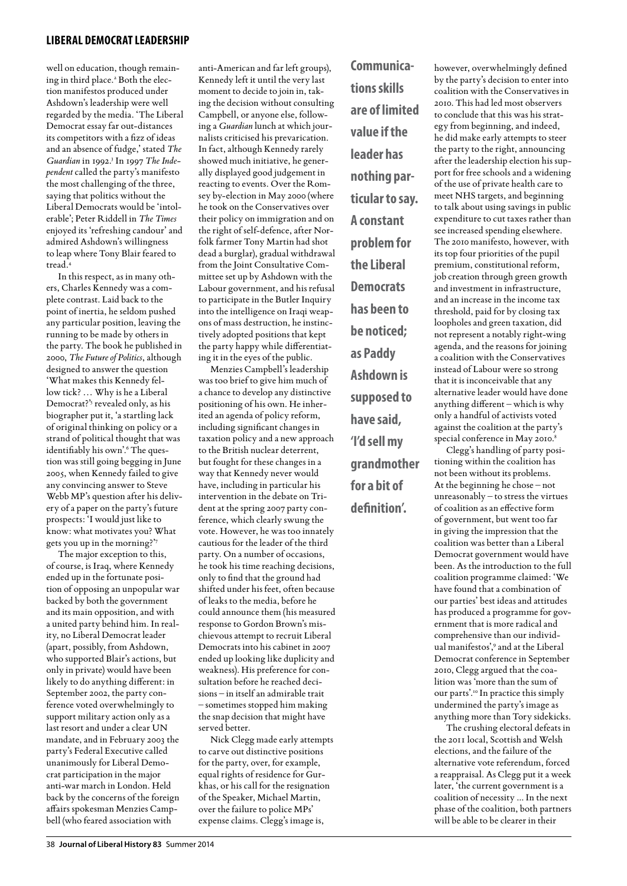well on education, though remaining in third place.[2] Both the election manifestos produced under Ashdown's leadership were well regarded by the media. 'The Liberal Democrat essay far out-distances its competitors with a fizz of ideas and an absence of fudge,' stated *The Guardian* in 1992.[3] In 1997 *The Independent* called the party's manifesto the most challenging of the three, saying that politics without the Liberal Democrats would be 'intolerable'; Peter Riddell in *The Times* enjoyed its 'refreshing candour' and admired Ashdown's willingness to leap where Tony Blair feared to tread.[4]

In this respect, as in many others, Charles Kennedy was a complete contrast. Laid back to the point of inertia, he seldom pushed any particular position, leaving the running to be made by others in the party. The book he published in 2000, *The Future of Politics*, although designed to answer the question 'What makes this Kennedy fellow tick? … Why is he a Liberal Democrat?'[5] revealed only, as his biographer put it, 'a startling lack of original thinking on policy or a strand of political thought that was identifiably his own'.[6] The question was still going begging in June 2005, when Kennedy failed to give any convincing answer to Steve Webb MP's question after his delivery of a paper on the party's future prospects: 'I would just like to know: what motivates you? What gets you up in the morning?'[7]

The major exception to this, of course, is Iraq, where Kennedy ended up in the fortunate position of opposing an unpopular war backed by both the government and its main opposition, and with a united party behind him. In reality, no Liberal Democrat leader (apart, possibly, from Ashdown, who supported Blair's actions, but only in private) would have been likely to do anything different: in September 2002, the party conference voted overwhelmingly to support military action only as a last resort and under a clear UN mandate, and in February 2003 the party's Federal Executive called unanimously for Liberal Democrat participation in the major anti-war march in London. Held back by the concerns of the foreign affairs spokesman Menzies Campbell (who feared association with anti-American and far left groups), Kennedy left it until the very last moment to decide to join in, taking the decision without consulting Campbell, or anyone else, following a *Guardian* lunch at which journalists criticised his prevarication. In fact, although Kennedy rarely showed much initiative, he generally displayed good judgement in reacting to events. Over the Romsey by-election in May 2000 (where he took on the Conservatives over their policy on immigration and on the right of self-defence, after Norfolk farmer Tony Martin had shot dead a burglar), gradual withdrawal from the Joint Consultative Committee set up by Ashdown with the Labour government, and his refusal to participate in the Butler Inquiry into the intelligence on Iraqi weapons of mass destruction, he instinctively adopted positions that kept the party happy while differentiating it in the eyes of the public.

Menzies Campbell's leadership was too brief to give him much of a chance to develop any distinctive positioning of his own. He inherited an agenda of policy reform, including significant changes in taxation policy and a new approach to the British nuclear deterrent, but fought for these changes in a way that Kennedy never would have, including in particular his intervention in the debate on Trident at the spring 2007 party conference, which clearly swung the vote. However, he was too innately cautious for the leader of the third party. On a number of occasions, he took his time reaching decisions, only to find that the ground had shifted under his feet, often because of leaks to the media, before he could announce them (his measured response to Gordon Brown's mischievous attempt to recruit Liberal Democrats into his cabinet in 2007 ended up looking like duplicity and weakness). His preference for consultation before he reached decisions – in itself an admirable trait – sometimes stopped him making the snap decision that might have served better.

Nick Clegg made early attempts to carve out distinctive positions for the party, over, for example, equal rights of residence for Gurkhas, or his call for the resignation of the Speaker, Michael Martin, over the failure to police MPs' expense claims. Clegg's image is, however, overwhelmingly defined by the party's decision to enter into coalition with the Conservatives in 2010. This had led most observers to conclude that this was his strategy from beginning, and indeed, he did make early attempts to steer the party to the right, announcing after the leadership election his support for free schools and a widening of the use of private health care to meet NHS targets, and beginning to talk about using savings in public expenditure to cut taxes rather than see increased spending elsewhere. The 2010 manifesto, however, with its top four priorities of the pupil premium, constitutional reform, job creation through green growth and investment in infrastructure, and an increase in the income tax threshold, paid for by closing tax loopholes and green taxation, did not represent a notably right-wing agenda, and the reasons for joining a coalition with the Conservatives instead of Labour were so strong that it is inconceivable that any alternative leader would have done anything different – which is why only a handful of activists voted against the coalition at the party's special conference in May 2010.[8]

Clegg's handling of party positioning within the coalition has not been without its problems. At the beginning he chose – not unreasonably – to stress the virtues of coalition as an effective form of government, but went too far in giving the impression that the coalition was better than a Liberal Democrat government would have been. As the introduction to the full coalition programme claimed: 'We have found that a combination of our parties' best ideas and attitudes has produced a programme for government that is more radical and comprehensive than our individual manifestos',[9] and at the Liberal Democrat conference in September 2010, Clegg argued that the coalition was 'more than the sum of our parts'.[10] In practice this simply undermined the party's image as anything more than Tory sidekicks.

The crushing electoral defeats in the 2011 local, Scottish and Welsh elections, and the failure of the alternative vote referendum, forced a reappraisal. As Clegg put it a week later, 'the current government is a coalition of necessity … In the next phase of the coalition, both partners will be able to be clearer in their

**Communications skills are of limited value if the leader has nothing particular to say. A constant problem for the Liberal Democrats has been to be noticed; as Paddy Ashdown is supposed to have said, 'I'd sell my grandmother for a bit of definition'.**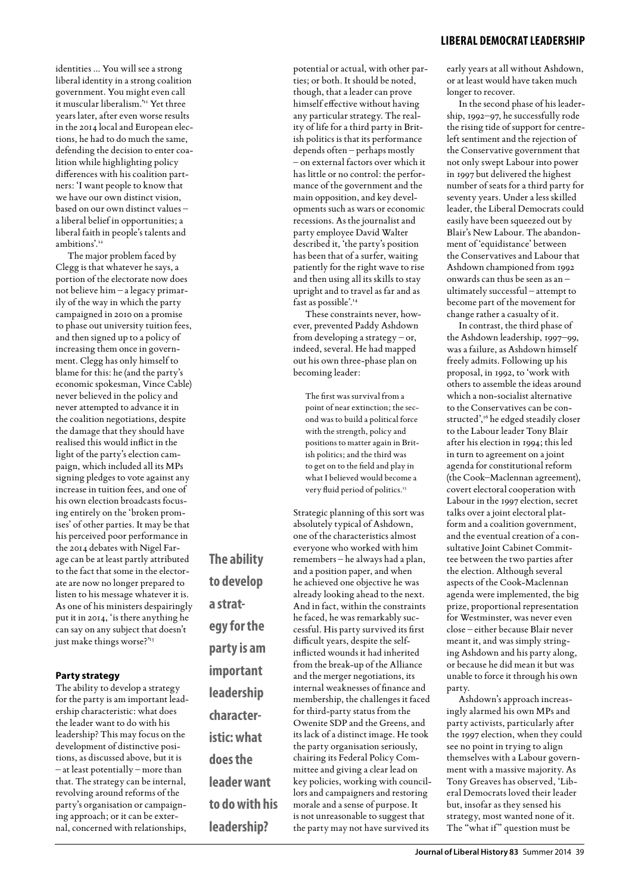identities … You will see a strong liberal identity in a strong coalition government. You might even call it muscular liberalism.'[11] Yet three years later, after even worse results in the 2014 local and European elections, he had to do much the same, defending the decision to enter coalition while highlighting policy differences with his coalition partners: 'I want people to know that we have our own distinct vision, based on our own distinct values – a liberal belief in opportunities; a liberal faith in people's talents and ambitions'.[12]

The major problem faced by Clegg is that whatever he says, a portion of the electorate now does not believe him – a legacy primarily of the way in which the party campaigned in 2010 on a promise to phase out university tuition fees, and then signed up to a policy of increasing them once in government. Clegg has only himself to blame for this: he (and the party's economic spokesman, Vince Cable) never believed in the policy and never attempted to advance it in the coalition negotiations, despite the damage that they should have realised this would inflict in the light of the party's election campaign, which included all its MPs signing pledges to vote against any increase in tuition fees, and one of his own election broadcasts focusing entirely on the 'broken promises' of other parties. It may be that his perceived poor performance in the 2014 debates with Nigel Farage can be at least partly attributed to the fact that some in the electorate are now no longer prepared to listen to his message whatever it is. As one of his ministers despairingly put it in 2014, 'is there anything he can say on any subject that doesn't just make things worse?'[13]

### Party strategy

The ability to develop a strategy for the party is am important leadership characteristic: what does the leader want to do with his leadership? This may focus on the development of distinctive positions, as discussed above, but it is – at least potentially – more than that. The strategy can be internal, revolving around reforms of the party's organisation or campaigning approach; or it can be external, concerned with relationships, potential or actual, with other parties; or both. It should be noted, though, that a leader can prove himself effective without having any particular strategy. The reality of life for a third party in British politics is that its performance depends often – perhaps mostly – on external factors over which it has little or no control: the performance of the government and the main opposition, and key developments such as wars or economic recessions. As the journalist and party employee David Walter described it, 'the party's position has been that of a surfer, waiting patiently for the right wave to rise and then using all its skills to stay upright and to travel as far and as fast as possible'.[14]

These constraints never, however, prevented Paddy Ashdown from developing a strategy – or, indeed, several. He had mapped out his own three-phase plan on becoming leader:

> The first was survival from a point of near extinction; the second was to build a political force with the strength, policy and positions to matter again in British politics; and the third was to get on to the field and play in what I believed would become a very fluid period of politics.[15]

Strategic planning of this sort was absolutely typical of Ashdown, one of the characteristics almost everyone who worked with him remembers – he always had a plan, and a position paper, and when he achieved one objective he was already looking ahead to the next. And in fact, within the constraints he faced, he was remarkably successful. His party survived its first difficult years, despite the self-inflicted wounds it had inherited from the break-up of the Alliance and the merger negotiations, its internal weaknesses of finance and membership, the challenges it faced for third-party status from the Owenite SDP and the Greens, and its lack of a distinct image. He took the party organisation seriously, chairing its Federal Policy Committee and giving a clear lead on key policies, working with councillors and campaigners and restoring morale and a sense of purpose. It is not unreasonable to suggest that the party may not have survived its early years at all without Ashdown, or at least would have taken much longer to recover.

In the second phase of his leadership, 1992–97, he successfully rode the rising tide of support for centre-left sentiment and the rejection of the Conservative government that not only swept Labour into power in 1997 but delivered the highest number of seats for a third party for seventy years. Under a less skilled leader, the Liberal Democrats could easily have been squeezed out by Blair's New Labour. The abandonment of 'equidistance' between the Conservatives and Labour that Ashdown championed from 1992 onwards can thus be seen as an – ultimately successful – attempt to become part of the movement for change rather a casualty of it.

In contrast, the third phase of the Ashdown leadership, 1997–99, was a failure, as Ashdown himself freely admits. Following up his proposal, in 1992, to 'work with others to assemble the ideas around which a non-socialist alternative to the Conservatives can be constructed',[16] he edged steadily closer to the Labour leader Tony Blair after his election in 1994; this led in turn to agreement on a joint agenda for constitutional reform (the Cook–Maclennan agreement), covert electoral cooperation with Labour in the 1997 election, secret talks over a joint electoral platform and a coalition government, and the eventual creation of a consultative Joint Cabinet Committee between the two parties after the election. Although several aspects of the Cook-Maclennan agenda were implemented, the big prize, proportional representation for Westminster, was never even close – either because Blair never meant it, and was simply stringing Ashdown and his party along, or because he did mean it but was unable to force it through his own party.

Ashdown's approach increasingly alarmed his own MPs and party activists, particularly after the 1997 election, when they could see no point in trying to align themselves with a Labour government with a massive majority. As Tony Greaves has observed, 'Liberal Democrats loved their leader but, insofar as they sensed his strategy, most wanted none of it. The "what if" question must be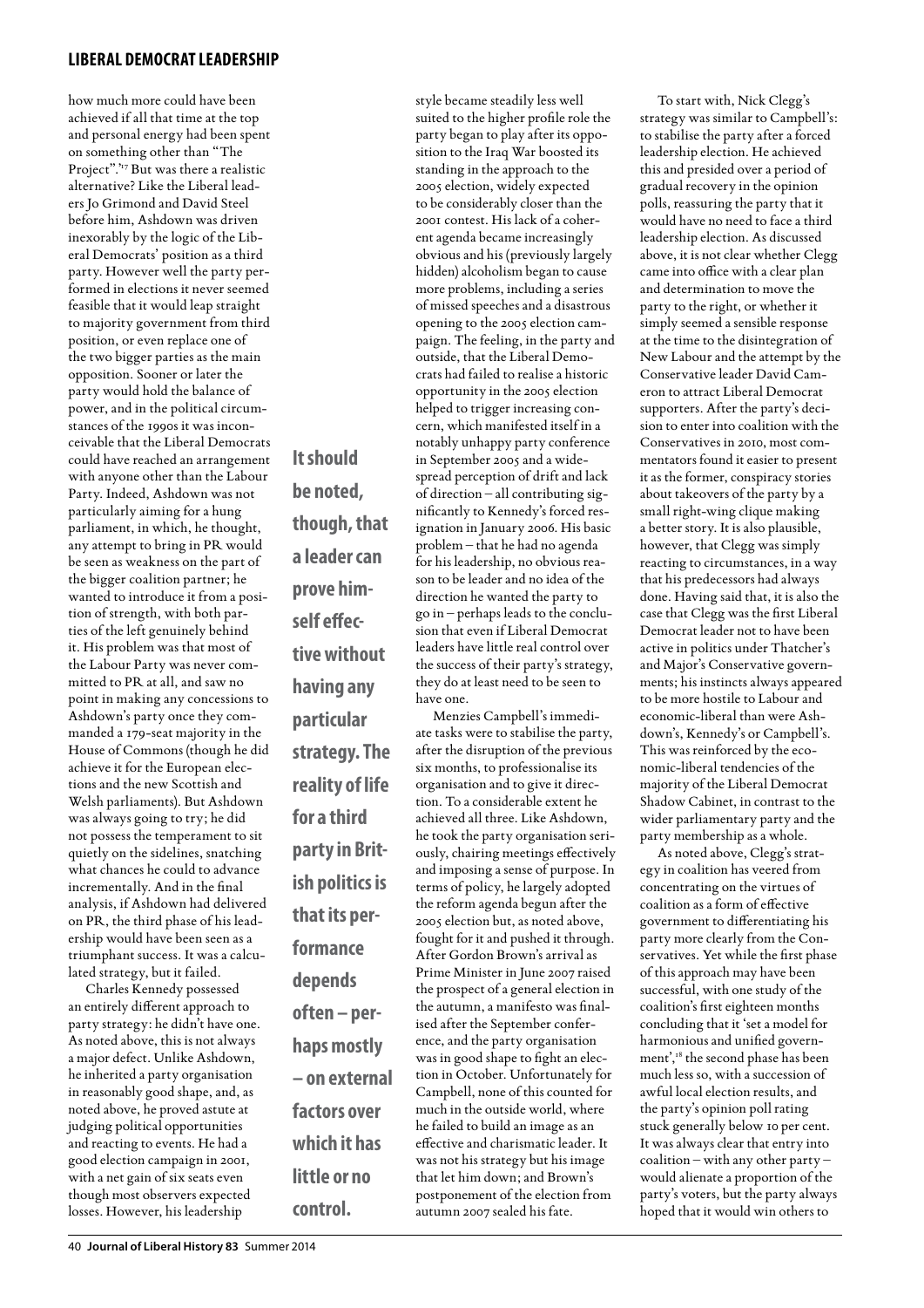how much more could have been achieved if all that time at the top and personal energy had been spent on something other than "The Project".'[17] But was there a realistic alternative? Like the Liberal leaders Jo Grimond and David Steel before him, Ashdown was driven inexorably by the logic of the Liberal Democrats' position as a third party. However well the party performed in elections it never seemed feasible that it would leap straight to majority government from third position, or even replace one of the two bigger parties as the main opposition. Sooner or later the party would hold the balance of power, and in the political circumstances of the 1990s it was inconceivable that the Liberal Democrats could have reached an arrangement with anyone other than the Labour Party. Indeed, Ashdown was not particularly aiming for a hung parliament, in which, he thought, any attempt to bring in PR would be seen as weakness on the part of the bigger coalition partner; he wanted to introduce it from a position of strength, with both parties of the left genuinely behind it. His problem was that most of the Labour Party was never committed to PR at all, and saw no point in making any concessions to Ashdown's party once they commanded a 179-seat majority in the House of Commons (though he did achieve it for the European elections and the new Scottish and Welsh parliaments). But Ashdown was always going to try; he did not possess the temperament to sit quietly on the sidelines, snatching what chances he could to advance incrementally. And in the final analysis, if Ashdown had delivered on PR, the third phase of his leadership would have been seen as a triumphant success. It was a calculated strategy, but it failed.

Charles Kennedy possessed an entirely different approach to party strategy: he didn't have one. As noted above, this is not always a major defect. Unlike Ashdown, he inherited a party organisation in reasonably good shape, and, as noted above, he proved astute at judging political opportunities and reacting to events. He had a good election campaign in 2001, with a net gain of six seats even though most observers expected losses. However, his leadership style became steadily less well suited to the higher profile role the party began to play after its opposition to the Iraq War boosted its standing in the approach to the 2005 election, widely expected to be considerably closer than the 2001 contest. His lack of a coherent agenda became increasingly obvious and his (previously largely hidden) alcoholism began to cause more problems, including a series of missed speeches and a disastrous opening to the 2005 election campaign. The feeling, in the party and outside, that the Liberal Democrats had failed to realise a historic opportunity in the 2005 election helped to trigger increasing concern, which manifested itself in a notably unhappy party conference in September 2005 and a widespread perception of drift and lack of direction – all contributing significantly to Kennedy's forced resignation in January 2006. His basic problem – that he had no agenda for his leadership, no obvious reason to be leader and no idea of the direction he wanted the party to go in – perhaps leads to the conclusion that even if Liberal Democrat leaders have little real control over the success of their party's strategy, they do at least need to be seen to have one.

**It should be noted, though, that a leader can prove himself effective without having any particular strategy. The reality of life for a third party in British politics is that its performance depends often – perhaps mostly – on external factors over which it has little or no control.**

Menzies Campbell's immediate tasks were to stabilise the party, after the disruption of the previous six months, to professionalise its organisation and to give it direction. To a considerable extent he achieved all three. Like Ashdown, he took the party organisation seriously, chairing meetings effectively and imposing a sense of purpose. In terms of policy, he largely adopted the reform agenda begun after the 2005 election but, as noted above, fought for it and pushed it through. After Gordon Brown's arrival as Prime Minister in June 2007 raised the prospect of a general election in the autumn, a manifesto was finalised after the September conference, and the party organisation was in good shape to fight an election in October. Unfortunately for Campbell, none of this counted for much in the outside world, where he failed to build an image as an effective and charismatic leader. It was not his strategy but his image that let him down; and Brown's postponement of the election from autumn 2007 sealed his fate.

To start with, Nick Clegg's strategy was similar to Campbell's: to stabilise the party after a forced leadership election. He achieved this and presided over a period of gradual recovery in the opinion polls, reassuring the party that it would have no need to face a third leadership election. As discussed above, it is not clear whether Clegg came into office with a clear plan and determination to move the party to the right, or whether it simply seemed a sensible response at the time to the disintegration of New Labour and the attempt by the Conservative leader David Cameron to attract Liberal Democrat supporters. After the party's decision to enter into coalition with the Conservatives in 2010, most commentators found it easier to present it as the former, conspiracy stories about takeovers of the party by a small right-wing clique making a better story. It is also plausible, however, that Clegg was simply reacting to circumstances, in a way that his predecessors had always done. Having said that, it is also the case that Clegg was the first Liberal Democrat leader not to have been active in politics under Thatcher's and Major's Conservative governments; his instincts always appeared to be more hostile to Labour and economic-liberal than were Ashdown's, Kennedy's or Campbell's. This was reinforced by the economic-liberal tendencies of the majority of the Liberal Democrat Shadow Cabinet, in contrast to the wider parliamentary party and the party membership as a whole.

As noted above, Clegg's strategy in coalition has veered from concentrating on the virtues of coalition as a form of effective government to differentiating his party more clearly from the Conservatives. Yet while the first phase of this approach may have been successful, with one study of the coalition's first eighteen months concluding that it 'set a model for harmonious and unified government',[18] the second phase has been much less so, with a succession of awful local election results, and the party's opinion poll rating stuck generally below 10 per cent. It was always clear that entry into coalition – with any other party – would alienate a proportion of the party's voters, but the party always hoped that it would win others to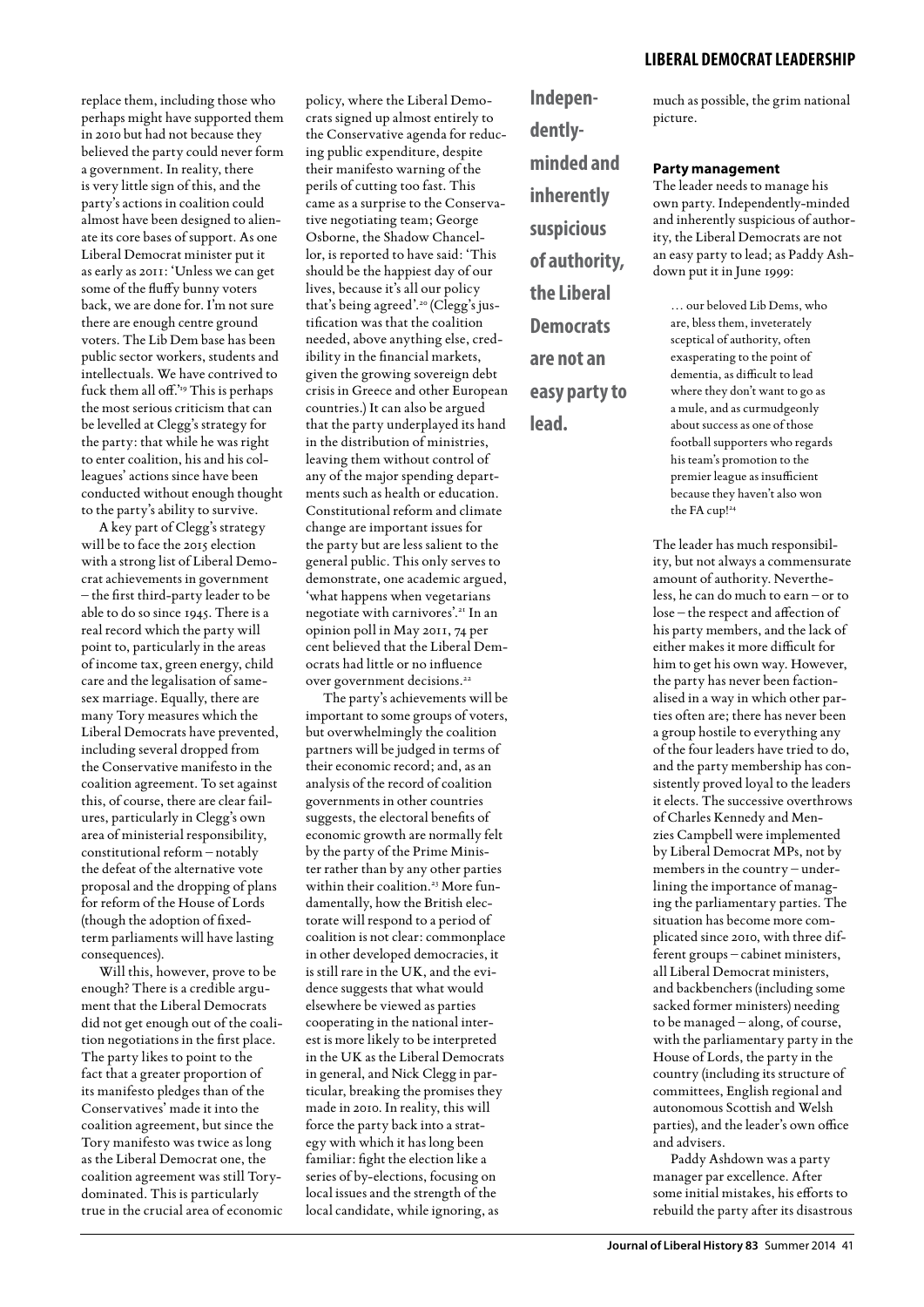replace them, including those who perhaps might have supported them in 2010 but had not because they believed the party could never form a government. In reality, there is very little sign of this, and the party's actions in coalition could almost have been designed to alienate its core bases of support. As one Liberal Democrat minister put it as early as 2011: 'Unless we can get some of the fluffy bunny voters back, we are done for. I'm not sure there are enough centre ground voters. The Lib Dem base has been public sector workers, students and intellectuals. We have contrived to fuck them all off.'[19] This is perhaps the most serious criticism that can be levelled at Clegg's strategy for the party: that while he was right to enter coalition, his and his colleagues' actions since have been conducted without enough thought to the party's ability to survive.

A key part of Clegg's strategy will be to face the 2015 election with a strong list of Liberal Democrat achievements in government – the first third-party leader to be able to do so since 1945. There is a real record which the party will point to, particularly in the areas of income tax, green energy, child care and the legalisation of same-sex marriage. Equally, there are many Tory measures which the Liberal Democrats have prevented, including several dropped from the Conservative manifesto in the coalition agreement. To set against this, of course, there are clear failures, particularly in Clegg's own area of ministerial responsibility, constitutional reform – notably the defeat of the alternative vote proposal and the dropping of plans for reform of the House of Lords (though the adoption of fixed-term parliaments will have lasting consequences).

Will this, however, prove to be enough? There is a credible argument that the Liberal Democrats did not get enough out of the coalition negotiations in the first place. The party likes to point to the fact that a greater proportion of its manifesto pledges than of the Conservatives' made it into the coalition agreement, but since the Tory manifesto was twice as long as the Liberal Democrat one, the coalition agreement was still Tory-dominated. This is particularly true in the crucial area of economic policy, where the Liberal Democrats signed up almost entirely to the Conservative agenda for reducing public expenditure, despite their manifesto warning of the perils of cutting too fast. This came as a surprise to the Conservative negotiating team; George Osborne, the Shadow Chancellor, is reported to have said: 'This should be the happiest day of our lives, because it's all our policy that's being agreed'.[20] (Clegg's justification was that the coalition needed, above anything else, credibility in the financial markets, given the growing sovereign debt crisis in Greece and other European countries.) It can also be argued that the party underplayed its hand in the distribution of ministries, leaving them without control of any of the major spending departments such as health or education. Constitutional reform and climate change are important issues for the party but are less salient to the general public. This only serves to demonstrate, one academic argued, 'what happens when vegetarians negotiate with carnivores'.[21] In an opinion poll in May 2011, 74 per cent believed that the Liberal Democrats had little or no influence over government decisions.[22]

The party's achievements will be important to some groups of voters, but overwhelmingly the coalition partners will be judged in terms of their economic record; and, as an analysis of the record of coalition governments in other countries suggests, the electoral benefits of economic growth are normally felt by the party of the Prime Minister rather than by any other parties within their coalition.[23] More fundamentally, how the British electorate will respond to a period of coalition is not clear: commonplace in other developed democracies, it is still rare in the UK, and the evidence suggests that what would elsewhere be viewed as parties cooperating in the national interest is more likely to be interpreted in the UK as the Liberal Democrats in general, and Nick Clegg in particular, breaking the promises they made in 2010. In reality, this will force the party back into a strategy with which it has long been familiar: fight the election like a series of by-elections, focusing on local issues and the strength of the local candidate, while ignoring, as much as possible, the grim national picture.

**Independently-minded and inherently suspicious of authority, the Liberal Democrats are not an easy party to lead.**

### Party management

The leader needs to manage his own party. Independently-minded and inherently suspicious of authority, the Liberal Democrats are not an easy party to lead; as Paddy Ashdown put it in June 1999:

> … our beloved Lib Dems, who are, bless them, inveterately sceptical of authority, often exasperating to the point of dementia, as difficult to lead where they don't want to go as a mule, and as curmudgeonly about success as one of those football supporters who regards his team's promotion to the premier league as insufficient because they haven't also won the FA cup![24]

The leader has much responsibility, but not always a commensurate amount of authority. Nevertheless, he can do much to earn – or to lose – the respect and affection of his party members, and the lack of either makes it more difficult for him to get his own way. However, the party has never been factionalised in a way in which other parties often are; there has never been a group hostile to everything any of the four leaders have tried to do, and the party membership has consistently proved loyal to the leaders it elects. The successive overthrows of Charles Kennedy and Menzies Campbell were implemented by Liberal Democrat MPs, not by members in the country – underlining the importance of managing the parliamentary parties. The situation has become more complicated since 2010, with three different groups – cabinet ministers, all Liberal Democrat ministers, and backbenchers (including some sacked former ministers) needing to be managed – along, of course, with the parliamentary party in the House of Lords, the party in the country (including its structure of committees, English regional and autonomous Scottish and Welsh parties), and the leader's own office and advisers.

Paddy Ashdown was a party manager par excellence. After some initial mistakes, his efforts to rebuild the party after its disastrous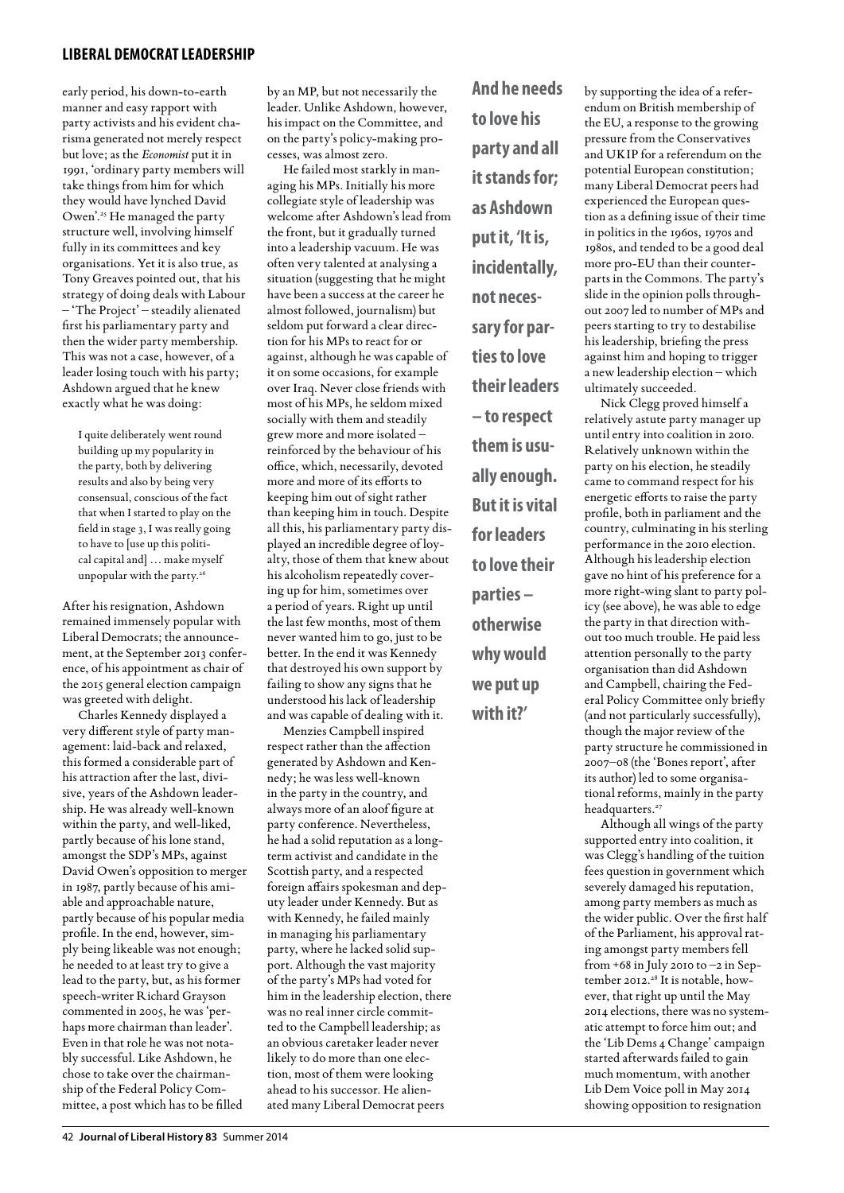early period, his down-to-earth manner and easy rapport with party activists and his evident charisma generated not merely respect but love; as the *Economist* put it in 1991, 'ordinary party members will take things from him for which they would have lynched David Owen'.[25] He managed the party structure well, involving himself fully in its committees and key organisations. Yet it is also true, as Tony Greaves pointed out, that his strategy of doing deals with Labour – 'The Project' – steadily alienated first his parliamentary party and then the wider party membership. This was not a case, however, of a leader losing touch with his party; Ashdown argued that he knew exactly what he was doing:

> I quite deliberately went round building up my popularity in the party, both by delivering results and also by being very consensual, conscious of the fact that when I started to play on the field in stage 3, I was really going to have to [use up this political capital and] … make myself unpopular with the party.[26]

After his resignation, Ashdown remained immensely popular with Liberal Democrats; the announcement, at the September 2013 conference, of his appointment as chair of the 2015 general election campaign was greeted with delight.

Charles Kennedy displayed a very different style of party management: laid-back and relaxed, this formed a considerable part of his attraction after the last, divisive, years of the Ashdown leadership. He was already well-known within the party, and well-liked, partly because of his lone stand, amongst the SDP's MPs, against David Owen's opposition to merger in 1987, partly because of his amiable and approachable nature, partly because of his popular media profile. In the end, however, simply being likeable was not enough; he needed to at least try to give a lead to the party, but, as his former speech-writer Richard Grayson commented in 2005, he was 'perhaps more chairman than leader'. Even in that role he was not notably successful. Like Ashdown, he chose to take over the chairmanship of the Federal Policy Committee, a post which has to be filled by an MP, but not necessarily the leader. Unlike Ashdown, however, his impact on the Committee, and on the party's policy-making processes, was almost zero.

He failed most starkly in managing his MPs. Initially his more collegiate style of leadership was welcome after Ashdown's lead from the front, but it gradually turned into a leadership vacuum. He was often very talented at analysing a situation (suggesting that he might have been a success at the career he almost followed, journalism) but seldom put forward a clear direction for his MPs to react for or against, although he was capable of it on some occasions, for example over Iraq. Never close friends with most of his MPs, he seldom mixed socially with them and steadily grew more and more isolated – reinforced by the behaviour of his office, which, necessarily, devoted more and more of its efforts to keeping him out of sight rather than keeping him in touch. Despite all this, his parliamentary party displayed an incredible degree of loyalty, those of them that knew about his alcoholism repeatedly covering up for him, sometimes over a period of years. Right up until the last few months, most of them never wanted him to go, just to be better. In the end it was Kennedy that destroyed his own support by failing to show any signs that he understood his lack of leadership and was capable of dealing with it.

Menzies Campbell inspired respect rather than the affection generated by Ashdown and Kennedy; he was less well-known in the party in the country, and always more of an aloof figure at party conference. Nevertheless, he had a solid reputation as a long-term activist and candidate in the Scottish party, and a respected foreign affairs spokesman and deputy leader under Kennedy. But as with Kennedy, he failed mainly in managing his parliamentary party, where he lacked solid support. Although the vast majority of the party's MPs had voted for him in the leadership election, there was no real inner circle committed to the Campbell leadership; as an obvious caretaker leader never likely to do more than one election, most of them were looking ahead to his successor. He alienated many Liberal Democrat peers by supporting the idea of a referendum on British membership of the EU, a response to the growing pressure from the Conservatives and UKIP for a referendum on the potential European constitution; many Liberal Democrat peers had experienced the European question as a defining issue of their time in politics in the 1960s, 1970s and 1980s, and tended to be a good deal more pro-EU than their counterparts in the Commons. The party's slide in the opinion polls throughout 2007 led to number of MPs and peers starting to try to destabilise his leadership, briefing the press against him and hoping to trigger a new leadership election – which ultimately succeeded.

**And he needs to love his party and all it stands for; as Ashdown put it, 'It is, incidentally, not necessary for parties to love their leaders – to respect them is usually enough. But it is vital for leaders to love their parties – otherwise why would we put up with it?'**

Nick Clegg proved himself a relatively astute party manager up until entry into coalition in 2010. Relatively unknown within the party on his election, he steadily came to command respect for his energetic efforts to raise the party profile, both in parliament and the country, culminating in his sterling performance in the 2010 election. Although his leadership election gave no hint of his preference for a more right-wing slant to party policy (see above), he was able to edge the party in that direction without too much trouble. He paid less attention personally to the party organisation than did Ashdown and Campbell, chairing the Federal Policy Committee only briefly (and not particularly successfully), though the major review of the party structure he commissioned in 2007–08 (the 'Bones report', after its author) led to some organisational reforms, mainly in the party headquarters.[27]

Although all wings of the party supported entry into coalition, it was Clegg's handling of the tuition fees question in government which severely damaged his reputation, among party members as much as the wider public. Over the first half of the Parliament, his approval rating amongst party members fell from +68 in July 2010 to –2 in September 2012.[28] It is notable, however, that right up until the May 2014 elections, there was no systematic attempt to force him out; and the 'Lib Dems 4 Change' campaign started afterwards failed to gain much momentum, with another Lib Dem Voice poll in May 2014 showing opposition to resignation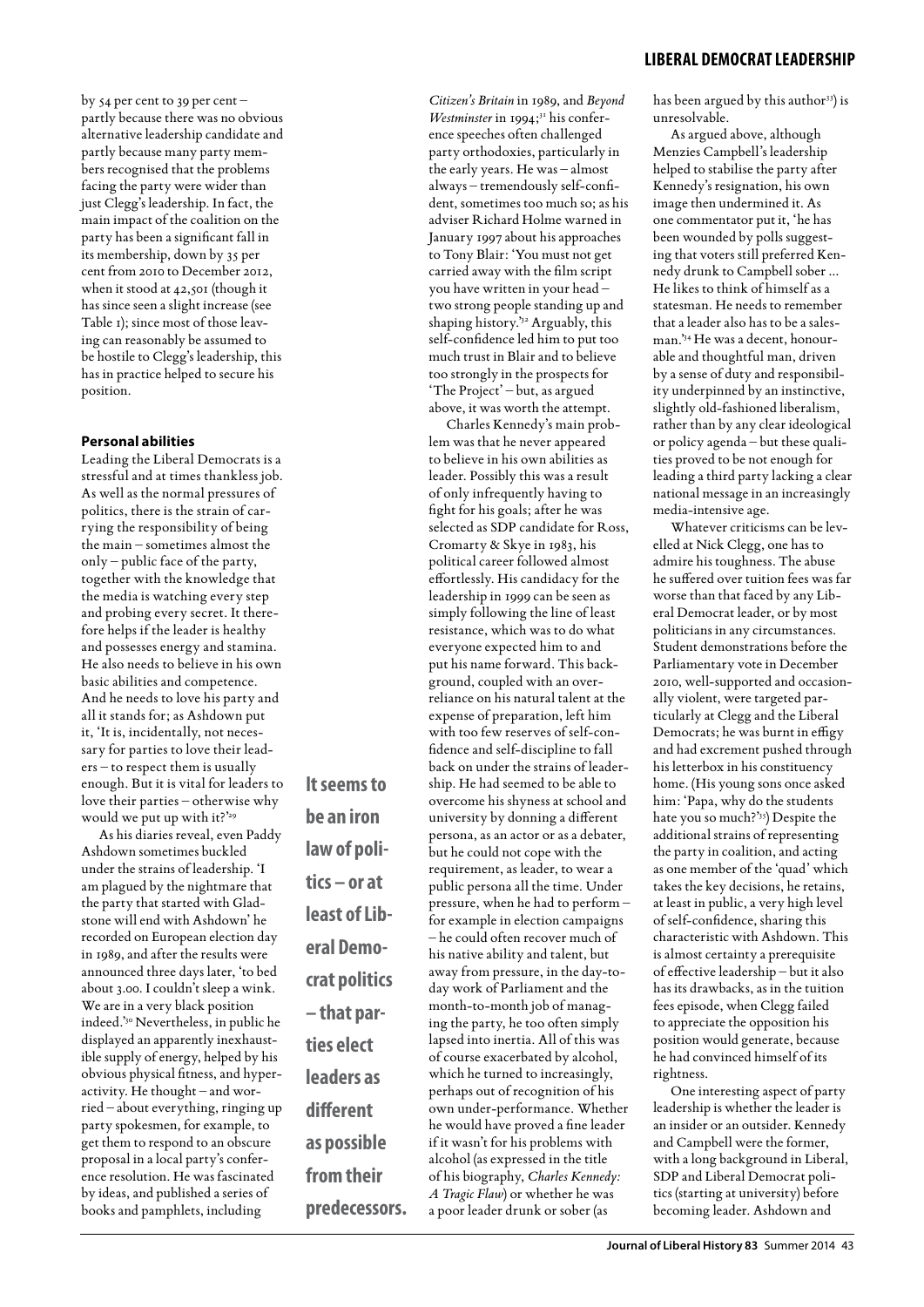by 54 per cent to 39 per cent – partly because there was no obvious alternative leadership candidate and partly because many party members recognised that the problems facing the party were wider than just Clegg's leadership. In fact, the main impact of the coalition on the party has been a significant fall in its membership, down by 35 per cent from 2010 to December 2012, when it stood at 42,501 (though it has since seen a slight increase (see Table 1); since most of those leaving can reasonably be assumed to be hostile to Clegg's leadership, this has in practice helped to secure his position.

### Personal abilities

Leading the Liberal Democrats is a stressful and at times thankless job. As well as the normal pressures of politics, there is the strain of carrying the responsibility of being the main – sometimes almost the only – public face of the party, together with the knowledge that the media is watching every step and probing every secret. It therefore helps if the leader is healthy and possesses energy and stamina. He also needs to believe in his own basic abilities and competence. And he needs to love his party and all it stands for; as Ashdown put it, 'It is, incidentally, not necessary for parties to love their leaders – to respect them is usually enough. But it is vital for leaders to love their parties – otherwise why would we put up with it?'[29]

As his diaries reveal, even Paddy Ashdown sometimes buckled under the strains of leadership. 'I am plagued by the nightmare that the party that started with Gladstone will end with Ashdown' he recorded on European election day in 1989, and after the results were announced three days later, 'to bed about 3.00. I couldn't sleep a wink. We are in a very black position indeed.'[30] Nevertheless, in public he displayed an apparently inexhaustible supply of energy, helped by his obvious physical fitness, and hyperactivity. He thought – and worried – about everything, ringing up party spokesmen, for example, to get them to respond to an obscure proposal in a local party's conference resolution. He was fascinated by ideas, and published a series of books and pamphlets, including *Citizen's Britain* in 1989, and *Beyond Westminster* in 1994;[31] his conference speeches often challenged party orthodoxies, particularly in the early years. He was – almost always – tremendously self-confident, sometimes too much so; as his adviser Richard Holme warned in January 1997 about his approaches to Tony Blair: 'You must not get carried away with the film script you have written in your head – two strong people standing up and shaping history.'[32] Arguably, this self-confidence led him to put too much trust in Blair and to believe too strongly in the prospects for 'The Project' – but, as argued above, it was worth the attempt.

**It seems to be an iron law of politics – or at least of Liberal Democrat politics – that parties elect leaders as different as possible from their predecessors.**

Charles Kennedy's main problem was that he never appeared to believe in his own abilities as leader. Possibly this was a result of only infrequently having to fight for his goals; after he was selected as SDP candidate for Ross, Cromarty & Skye in 1983, his political career followed almost effortlessly. His candidacy for the leadership in 1999 can be seen as simply following the line of least resistance, which was to do what everyone expected him to and put his name forward. This background, coupled with an over-reliance on his natural talent at the expense of preparation, left him with too few reserves of self-confidence and self-discipline to fall back on under the strains of leadership. He had seemed to be able to overcome his shyness at school and university by donning a different persona, as an actor or as a debater, but he could not cope with the requirement, as leader, to wear a public persona all the time. Under pressure, when he had to perform – for example in election campaigns – he could often recover much of his native ability and talent, but away from pressure, in the day-to-day work of Parliament and the month-to-month job of managing the party, he too often simply lapsed into inertia. All of this was of course exacerbated by alcohol, which he turned to increasingly, perhaps out of recognition of his own under-performance. Whether he would have proved a fine leader if it wasn't for his problems with alcohol (as expressed in the title of his biography, *Charles Kennedy: A Tragic Flaw*) or whether he was a poor leader drunk or sober (as has been argued by this author[33]) is unresolvable.

As argued above, although Menzies Campbell's leadership helped to stabilise the party after Kennedy's resignation, his own image then undermined it. As one commentator put it, 'he has been wounded by polls suggesting that voters still preferred Kennedy drunk to Campbell sober … He likes to think of himself as a statesman. He needs to remember that a leader also has to be a salesman.'[34] He was a decent, honourable and thoughtful man, driven by a sense of duty and responsibility underpinned by an instinctive, slightly old-fashioned liberalism, rather than by any clear ideological or policy agenda – but these qualities proved to be not enough for leading a third party lacking a clear national message in an increasingly media-intensive age.

Whatever criticisms can be levelled at Nick Clegg, one has to admire his toughness. The abuse he suffered over tuition fees was far worse than that faced by any Liberal Democrat leader, or by most politicians in any circumstances. Student demonstrations before the Parliamentary vote in December 2010, well-supported and occasionally violent, were targeted particularly at Clegg and the Liberal Democrats; he was burnt in effigy and had excrement pushed through his letterbox in his constituency home. (His young sons once asked him: 'Papa, why do the students hate you so much?'[35]) Despite the additional strains of representing the party in coalition, and acting as one member of the 'quad' which takes the key decisions, he retains, at least in public, a very high level of self-confidence, sharing this characteristic with Ashdown. This is almost certainty a prerequisite of effective leadership – but it also has its drawbacks, as in the tuition fees episode, when Clegg failed to appreciate the opposition his position would generate, because he had convinced himself of its rightness.

One interesting aspect of party leadership is whether the leader is an insider or an outsider. Kennedy and Campbell were the former, with a long background in Liberal, SDP and Liberal Democrat politics (starting at university) before becoming leader. Ashdown and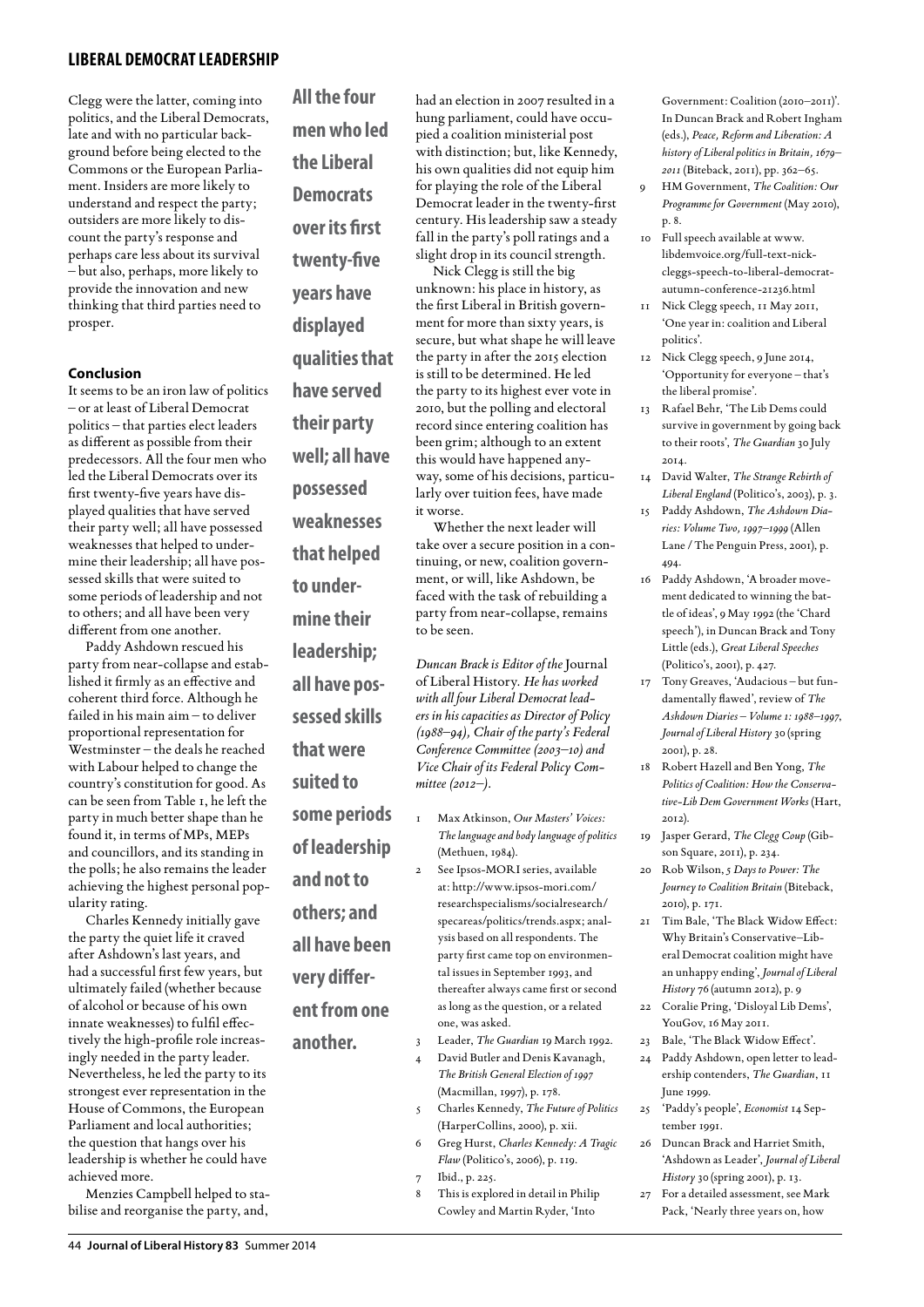Clegg were the latter, coming into politics, and the Liberal Democrats, late and with no particular background before being elected to the Commons or the European Parliament. Insiders are more likely to understand and respect the party; outsiders are more likely to discount the party's response and perhaps care less about its survival – but also, perhaps, more likely to provide the innovation and new thinking that third parties need to prosper.

### Conclusion

It seems to be an iron law of politics – or at least of Liberal Democrat politics – that parties elect leaders as different as possible from their predecessors. All the four men who led the Liberal Democrats over its first twenty-five years have displayed qualities that have served their party well; all have possessed weaknesses that helped to undermine their leadership; all have possessed skills that were suited to some periods of leadership and not to others; and all have been very different from one another.

Paddy Ashdown rescued his party from near-collapse and established it firmly as an effective and coherent third force. Although he failed in his main aim – to deliver proportional representation for Westminster – the deals he reached with Labour helped to change the country's constitution for good. As can be seen from Table 1, he left the party in much better shape than he found it, in terms of MPs, MEPs and councillors, and its standing in the polls; he also remains the leader achieving the highest personal popularity rating.

Charles Kennedy initially gave the party the quiet life it craved after Ashdown's last years, and had a successful first few years, but ultimately failed (whether because of alcohol or because of his own innate weaknesses) to fulfil effectively the high-profile role increasingly needed in the party leader. Nevertheless, he led the party to its strongest ever representation in the House of Commons, the European Parliament and local authorities; the question that hangs over his leadership is whether he could have achieved more.

Menzies Campbell helped to stabilise and reorganise the party, and, had an election in 2007 resulted in a hung parliament, could have occupied a coalition ministerial post with distinction; but, like Kennedy, his own qualities did not equip him for playing the role of the Liberal Democrat leader in the twenty-first century. His leadership saw a steady fall in the party's poll ratings and a slight drop in its council strength.

Nick Clegg is still the big unknown: his place in history, as the first Liberal in British government for more than sixty years, is secure, but what shape he will leave the party in after the 2015 election is still to be determined. He led the party to its highest ever vote in 2010, but the polling and electoral record since entering coalition has been grim; although to an extent this would have happened anyway, some of his decisions, particularly over tuition fees, have made it worse.

Whether the next leader will take over a secure position in a continuing, or new, coalition government, or will, like Ashdown, be faced with the task of rebuilding a party from near-collapse, remains to be seen.

**All the four men who led the Liberal Democrats over its first twenty-five years have displayed qualities that have served their party well; all have possessed weaknesses that helped to undermine their leadership; all have possessed skills that were suited to some periods of leadership and not to others; and all have been very different from one another.**

*Duncan Brack is Editor of the* Journal of Liberal History. *He has worked with all four Liberal Democrat leaders in his capacities as Director of Policy (1988–94), Chair of the party's Federal Conference Committee (2003–10) and Vice Chair of its Federal Policy Committee (2012–).*

1. Max Atkinson, *Our Masters' Voices: The language and body language of politics* (Methuen, 1984).
2. See Ipsos-MORI series, available at: http://www.ipsos-mori.com/researchspecialisms/socialresearch/specareas/politics/trends.aspx; analysis based on all respondents. The party first came top on environmental issues in September 1993, and thereafter always came first or second as long as the question, or a related one, was asked.
3. Leader, *The Guardian* 19 March 1992.
4. David Butler and Denis Kavanagh, *The British General Election of 1997* (Macmillan, 1997), p. 178.
5. Charles Kennedy, *The Future of Politics* (HarperCollins, 2000), p. xii.
6. Greg Hurst, *Charles Kennedy: A Tragic Flaw* (Politico's, 2006), p. 119.
7. Ibid., p. 225.
8. This is explored in detail in Philip Cowley and Martin Ryder, 'Into Government: Coalition (2010–2011)'. In Duncan Brack and Robert Ingham (eds.), *Peace, Reform and Liberation: A history of Liberal politics in Britain, 1679–2011* (Biteback, 2011), pp. 362–65.
9. HM Government, *The Coalition: Our Programme for Government* (May 2010), p. 8.
10. Full speech available at www.libdemvoice.org/full-text-nick-cleggs-speech-to-liberal-democrat-autumn-conference-21236.html
11. Nick Clegg speech, 11 May 2011, 'One year in: coalition and Liberal politics'.
12. Nick Clegg speech, 9 June 2014, 'Opportunity for everyone – that's the liberal promise'.
13. Rafael Behr, 'The Lib Dems could survive in government by going back to their roots', *The Guardian* 30 July 2014.
14. David Walter, *The Strange Rebirth of Liberal England* (Politico's, 2003), p. 3.
15. Paddy Ashdown, *The Ashdown Diaries: Volume Two, 1997–1999* (Allen Lane / The Penguin Press, 2001), p. 494.
16. Paddy Ashdown, 'A broader movement dedicated to winning the battle of ideas', 9 May 1992 (the 'Chard speech'), in Duncan Brack and Tony Little (eds.), *Great Liberal Speeches* (Politico's, 2001), p. 427.
17. Tony Greaves, 'Audacious – but fundamentally flawed', review of *The Ashdown Diaries – Volume 1: 1988–1997*, *Journal of Liberal History* 30 (spring 2001), p. 28.
18. Robert Hazell and Ben Yong, *The Politics of Coalition: How the Conservative–Lib Dem Government Works* (Hart, 2012).
19. Jasper Gerard, *The Clegg Coup* (Gibson Square, 2011), p. 234.
20. Rob Wilson, *5 Days to Power: The Journey to Coalition Britain* (Biteback, 2010), p. 171.
21. Tim Bale, 'The Black Widow Effect: Why Britain's Conservative–Liberal Democrat coalition might have an unhappy ending', *Journal of Liberal History* 76 (autumn 2012), p. 9
22. Coralie Pring, 'Disloyal Lib Dems', YouGov, 16 May 2011.
23. Bale, 'The Black Widow Effect'.
24. Paddy Ashdown, open letter to leadership contenders, *The Guardian*, 11 June 1999.
25. 'Paddy's people', *Economist* 14 September 1991.
26. Duncan Brack and Harriet Smith, 'Ashdown as Leader', *Journal of Liberal History* 30 (spring 2001), p. 13.
27. For a detailed assessment, see Mark Pack, 'Nearly three years on, how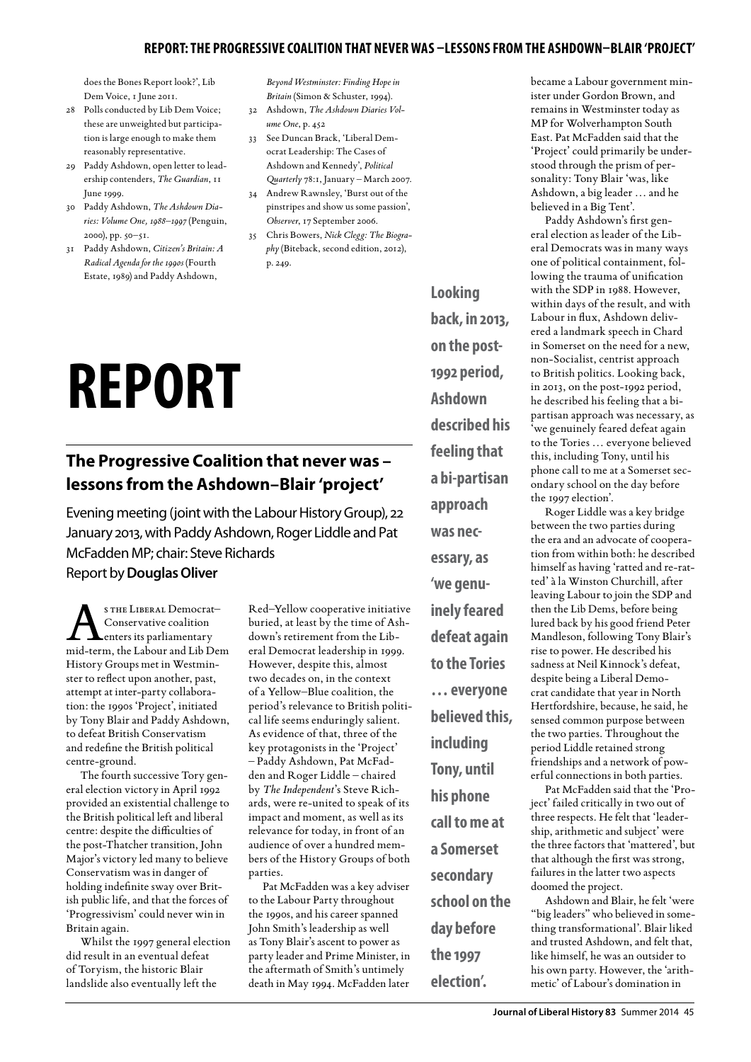does the Bones Report look?', Lib Dem Voice, 1 June 2011.

28 Polls conducted by Lib Dem Voice; these are unweighted but participation is large enough to make them reasonably representative.
29 Paddy Ashdown, open letter to leadership contenders, *The Guardian*, 11 June 1999.
30 Paddy Ashdown, *The Ashdown Diaries: Volume One, 1988–1997* (Penguin, 2000), pp. 50–51.
31 Paddy Ashdown, *Citizen's Britain: A Radical Agenda for the 1990s* (Fourth Estate, 1989) and Paddy Ashdown, *Beyond Westminster: Finding Hope in Britain* (Simon & Schuster, 1994).
32 Ashdown, *The Ashdown Diaries Volume One*, p. 452
33 See Duncan Brack, 'Liberal Democrat Leadership: The Cases of Ashdown and Kennedy', *Political Quarterly* 78:1, January – March 2007.
34 Andrew Rawnsley, 'Burst out of the pinstripes and show us some passion', *Observer*, 17 September 2006.
35 Chris Bowers, *Nick Clegg: The Biography* (Biteback, second edition, 2012), p. 249.

# REPORT

## The Progressive Coalition that never was – lessons from the Ashdown–Blair 'project'

Evening meeting (joint with the Labour History Group), 22 January 2013, with Paddy Ashdown, Roger Liddle and Pat McFadden MP; chair: Steve Richards

Report by **Douglas Oliver**

As the Liberal Democrat–Conservative coalition enters its parliamentary mid-term, the Labour and Lib Dem History Groups met in Westminster to reflect upon another, past, attempt at inter-party collaboration: the 1990s 'Project', initiated by Tony Blair and Paddy Ashdown, to defeat British Conservatism and redefine the British political centre-ground.

The fourth successive Tory general election victory in April 1992 provided an existential challenge to the British political left and liberal centre: despite the difficulties of the post-Thatcher transition, John Major's victory led many to believe Conservatism was in danger of holding indefinite sway over British public life, and that the forces of 'Progressivism' could never win in Britain again.

Whilst the 1997 general election did result in an eventual defeat of Toryism, the historic Blair landslide also eventually left the Red–Yellow cooperative initiative buried, at least by the time of Ashdown's retirement from the Liberal Democrat leadership in 1999. However, despite this, almost two decades on, in the context of a Yellow–Blue coalition, the period's relevance to British political life seems enduringly salient. As evidence of that, three of the key protagonists in the 'Project' – Paddy Ashdown, Pat McFadden and Roger Liddle – chaired by *The Independent*'s Steve Richards, were re-united to speak of its impact and moment, as well as its relevance for today, in front of an audience of over a hundred members of the History Groups of both parties.

Pat McFadden was a key adviser to the Labour Party throughout the 1990s, and his career spanned John Smith's leadership as well as Tony Blair's ascent to power as party leader and Prime Minister, in the aftermath of Smith's untimely death in May 1994. McFadden later became a Labour government minister under Gordon Brown, and remains in Westminster today as MP for Wolverhampton South East. Pat McFadden said that the 'Project' could primarily be understood through the prism of personality: Tony Blair 'was, like Ashdown, a big leader … and he believed in a Big Tent'.

**Looking back, in 2013, on the post-1992 period, Ashdown described his feeling that a bi-partisan approach was necessary, as 'we genuinely feared defeat again to the Tories … everyone believed this, including Tony, until his phone call to me at a Somerset secondary school on the day before the 1997 election'.**

Paddy Ashdown's first general election as leader of the Liberal Democrats was in many ways one of political containment, following the trauma of unification with the SDP in 1988. However, within days of the result, and with Labour in flux, Ashdown delivered a landmark speech in Chard in Somerset on the need for a new, non-Socialist, centrist approach to British politics. Looking back, in 2013, on the post-1992 period, he described his feeling that a bi-partisan approach was necessary, as 'we genuinely feared defeat again to the Tories … everyone believed this, including Tony, until his phone call to me at a Somerset secondary school on the day before the 1997 election'.

Roger Liddle was a key bridge between the two parties during the era and an advocate of cooperation from within both: he described himself as having 'ratted and re-ratted' à la Winston Churchill, after leaving Labour to join the SDP and then the Lib Dems, before being lured back by his good friend Peter Mandleson, following Tony Blair's rise to power. He described his sadness at Neil Kinnock's defeat, despite being a Liberal Democrat candidate that year in North Hertfordshire, because, he said, he sensed common purpose between the two parties. Throughout the period Liddle retained strong friendships and a network of powerful connections in both parties.

Pat McFadden said that the 'Project' failed critically in two out of three respects. He felt that 'leadership, arithmetic and subject' were the three factors that 'mattered', but that although the first was strong, failures in the latter two aspects doomed the project.

Ashdown and Blair, he felt 'were "big leaders" who believed in something transformational'. Blair liked and trusted Ashdown, and felt that, like himself, he was an outsider to his own party. However, the 'arithmetic' of Labour's domination in